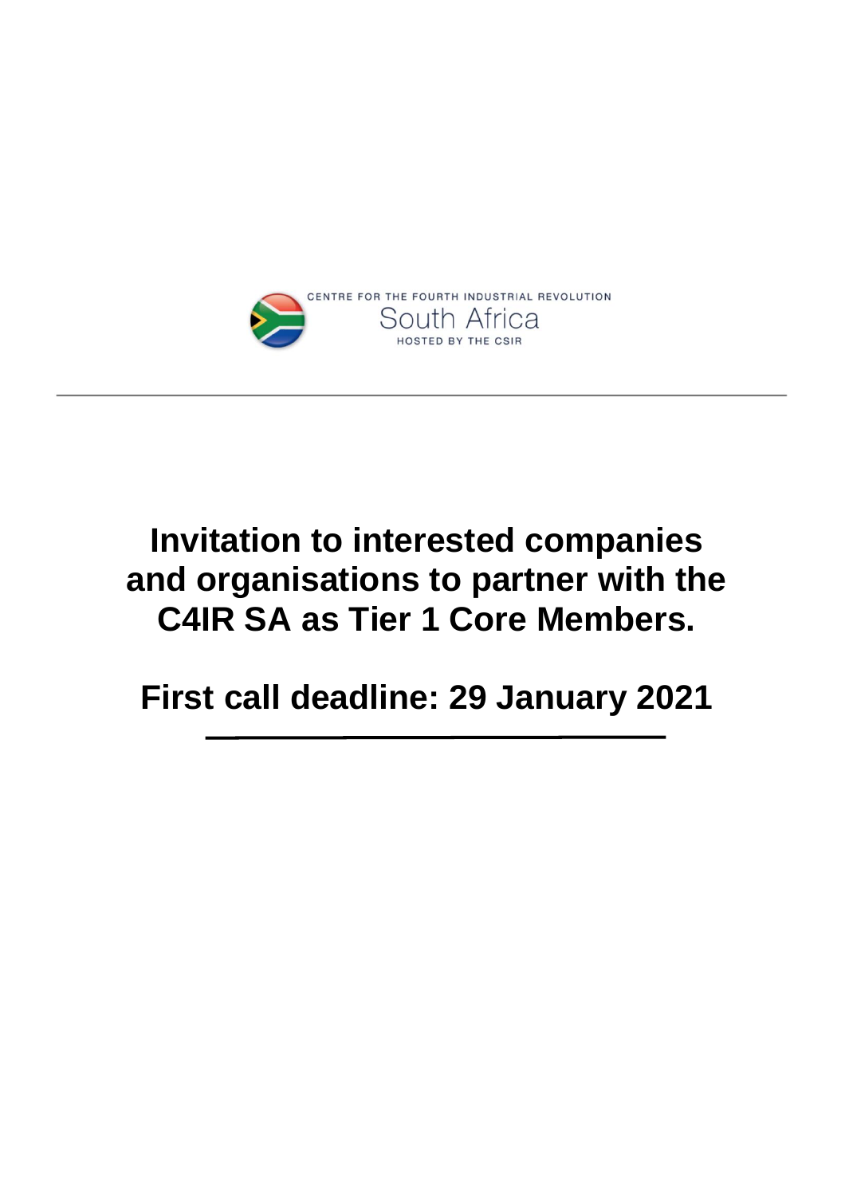CENTRE FOR THE FOURTH INDUSTRIAL REVOLUTION

South Africa

HOSTED BY THE CSIR

---

# Invitation to interested companies and organisations to partner with the C4IR SA as Tier 1 Core Members.

# First call deadline: 29 January 2021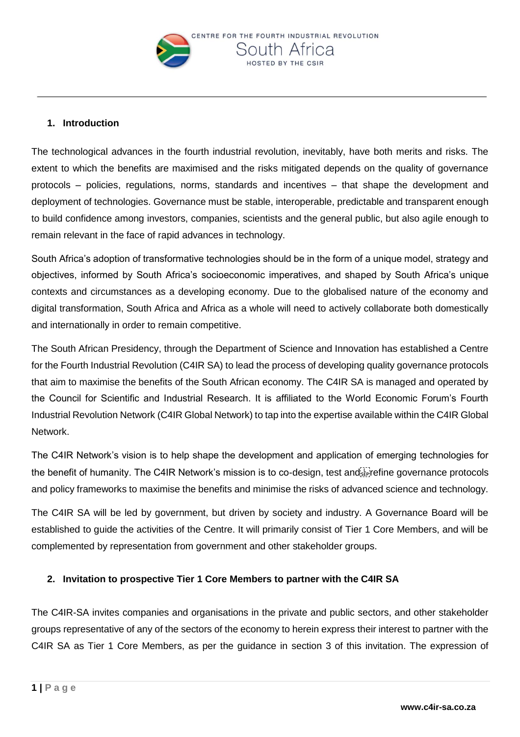## 1. Introduction

The technological advances in the fourth industrial revolution, inevitably, have both merits and risks. The extent to which the benefits are maximised and the risks mitigated depends on the quality of governance protocols – policies, regulations, norms, standards and incentives – that shape the development and deployment of technologies. Governance must be stable, interoperable, predictable and transparent enough to build confidence among investors, companies, scientists and the general public, but also agile enough to remain relevant in the face of rapid advances in technology.

South Africa's adoption of transformative technologies should be in the form of a unique model, strategy and objectives, informed by South Africa's socioeconomic imperatives, and shaped by South Africa's unique contexts and circumstances as a developing economy. Due to the globalised nature of the economy and digital transformation, South Africa and Africa as a whole will need to actively collaborate both domestically and internationally in order to remain competitive.

The South African Presidency, through the Department of Science and Innovation has established a Centre for the Fourth Industrial Revolution (C4IR SA) to lead the process of developing quality governance protocols that aim to maximise the benefits of the South African economy. The C4IR SA is managed and operated by the Council for Scientific and Industrial Research. It is affiliated to the World Economic Forum's Fourth Industrial Revolution Network (C4IR Global Network) to tap into the expertise available within the C4IR Global Network.

The C4IR Network's vision is to help shape the development and application of emerging technologies for the benefit of humanity. The C4IR Network's mission is to co-design, test and refine governance protocols and policy frameworks to maximise the benefits and minimise the risks of advanced science and technology.

The C4IR SA will be led by government, but driven by society and industry. A Governance Board will be established to guide the activities of the Centre. It will primarily consist of Tier 1 Core Members, and will be complemented by representation from government and other stakeholder groups.

## 2. Invitation to prospective Tier 1 Core Members to partner with the C4IR SA

The C4IR-SA invites companies and organisations in the private and public sectors, and other stakeholder groups representative of any of the sectors of the economy to herein express their interest to partner with the C4IR SA as Tier 1 Core Members, as per the guidance in section 3 of this invitation. The expression of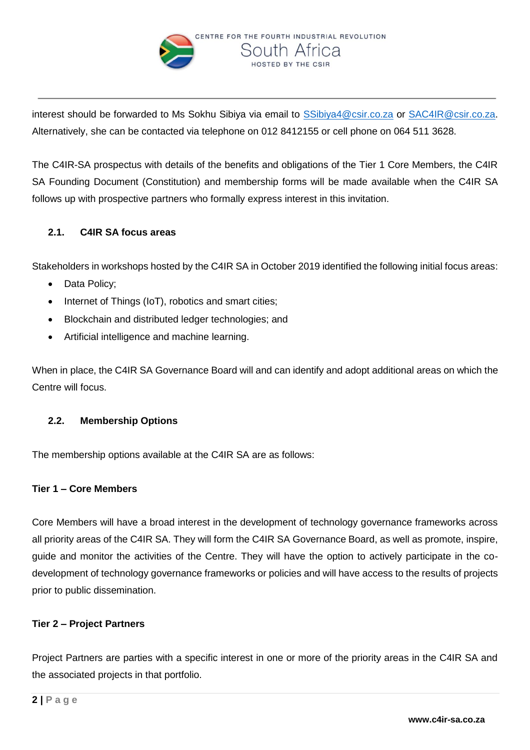interest should be forwarded to Ms Sokhu Sibiya via email to SSibiya4@csir.co.za or SAC4IR@csir.co.za. Alternatively, she can be contacted via telephone on 012 8412155 or cell phone on 064 511 3628.

The C4IR-SA prospectus with details of the benefits and obligations of the Tier 1 Core Members, the C4IR SA Founding Document (Constitution) and membership forms will be made available when the C4IR SA follows up with prospective partners who formally express interest in this invitation.

### 2.1. C4IR SA focus areas

Stakeholders in workshops hosted by the C4IR SA in October 2019 identified the following initial focus areas:

- Data Policy;
- Internet of Things (IoT), robotics and smart cities;
- Blockchain and distributed ledger technologies; and
- Artificial intelligence and machine learning.

When in place, the C4IR SA Governance Board will and can identify and adopt additional areas on which the Centre will focus.

### 2.2. Membership Options

The membership options available at the C4IR SA are as follows:

**Tier 1 – Core Members**

Core Members will have a broad interest in the development of technology governance frameworks across all priority areas of the C4IR SA. They will form the C4IR SA Governance Board, as well as promote, inspire, guide and monitor the activities of the Centre. They will have the option to actively participate in the co-development of technology governance frameworks or policies and will have access to the results of projects prior to public dissemination.

**Tier 2 – Project Partners**

Project Partners are parties with a specific interest in one or more of the priority areas in the C4IR SA and the associated projects in that portfolio.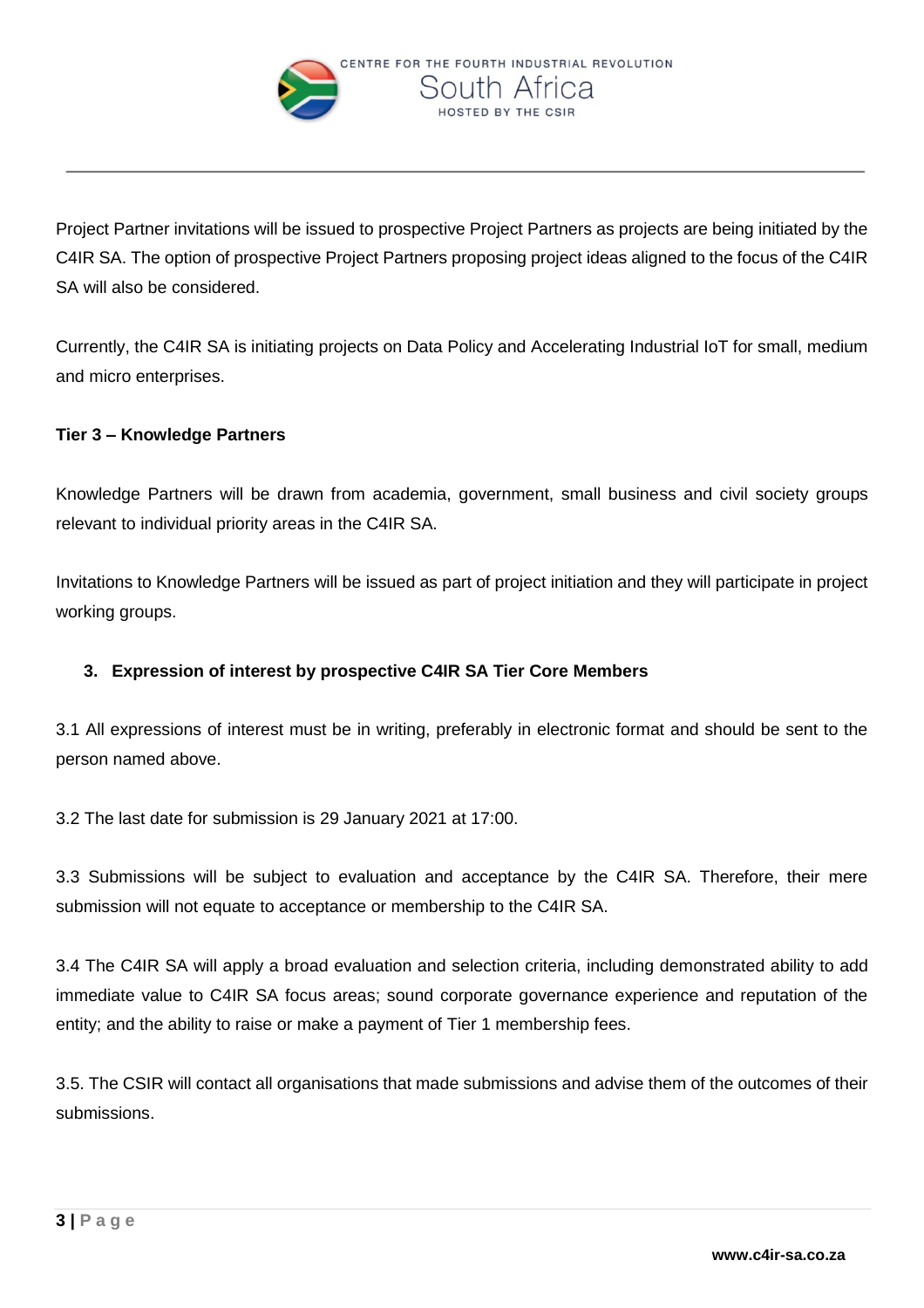Project Partner invitations will be issued to prospective Project Partners as projects are being initiated by the C4IR SA. The option of prospective Project Partners proposing project ideas aligned to the focus of the C4IR SA will also be considered.

Currently, the C4IR SA is initiating projects on Data Policy and Accelerating Industrial IoT for small, medium and micro enterprises.

**Tier 3 – Knowledge Partners**

Knowledge Partners will be drawn from academia, government, small business and civil society groups relevant to individual priority areas in the C4IR SA.

Invitations to Knowledge Partners will be issued as part of project initiation and they will participate in project working groups.

## 3. Expression of interest by prospective C4IR SA Tier Core Members

3.1 All expressions of interest must be in writing, preferably in electronic format and should be sent to the person named above.

3.2 The last date for submission is 29 January 2021 at 17:00.

3.3 Submissions will be subject to evaluation and acceptance by the C4IR SA. Therefore, their mere submission will not equate to acceptance or membership to the C4IR SA.

3.4 The C4IR SA will apply a broad evaluation and selection criteria, including demonstrated ability to add immediate value to C4IR SA focus areas; sound corporate governance experience and reputation of the entity; and the ability to raise or make a payment of Tier 1 membership fees.

3.5. The CSIR will contact all organisations that made submissions and advise them of the outcomes of their submissions.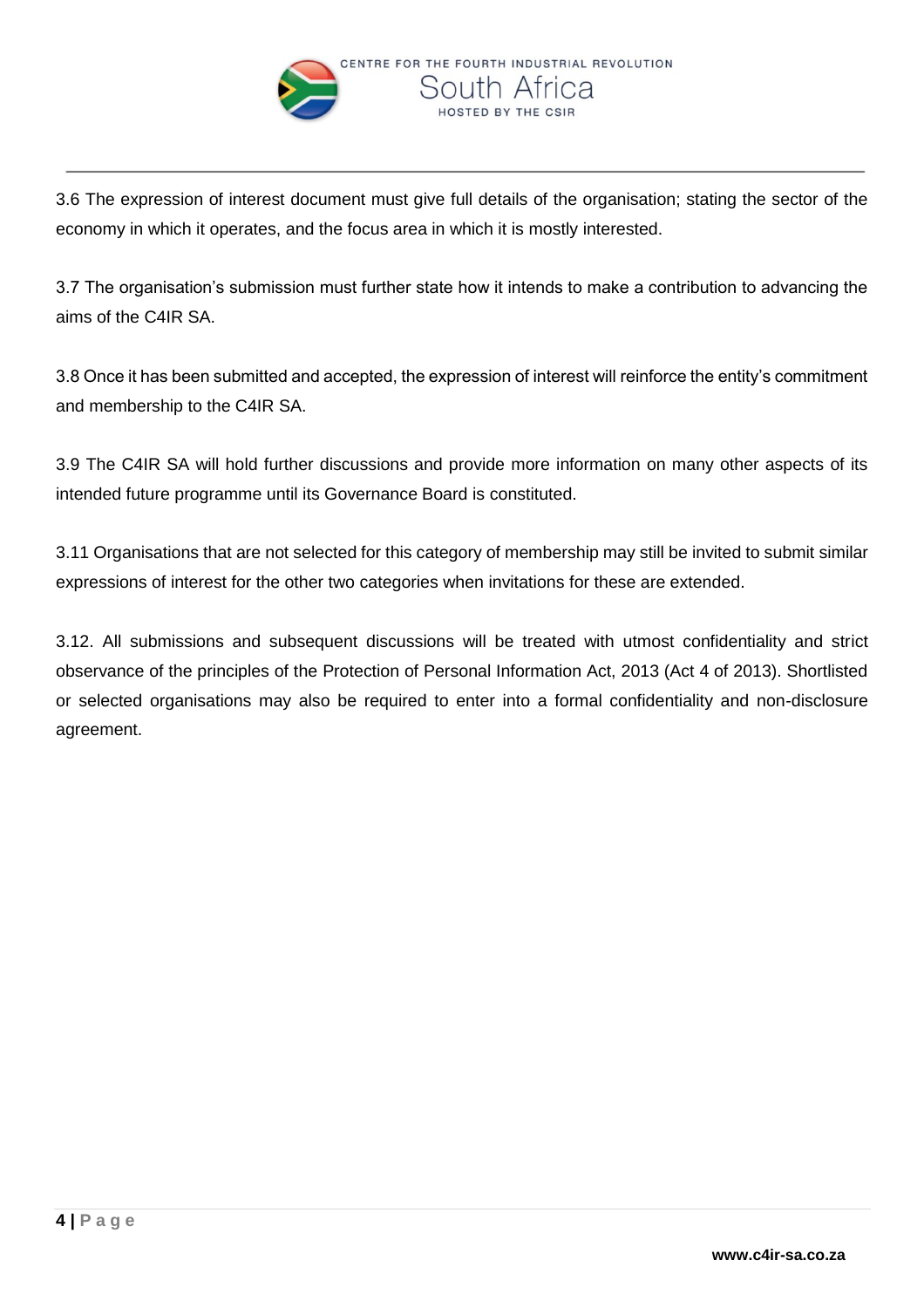3.6 The expression of interest document must give full details of the organisation; stating the sector of the economy in which it operates, and the focus area in which it is mostly interested.

3.7 The organisation's submission must further state how it intends to make a contribution to advancing the aims of the C4IR SA.

3.8 Once it has been submitted and accepted, the expression of interest will reinforce the entity's commitment and membership to the C4IR SA.

3.9 The C4IR SA will hold further discussions and provide more information on many other aspects of its intended future programme until its Governance Board is constituted.

3.11 Organisations that are not selected for this category of membership may still be invited to submit similar expressions of interest for the other two categories when invitations for these are extended.

3.12. All submissions and subsequent discussions will be treated with utmost confidentiality and strict observance of the principles of the Protection of Personal Information Act, 2013 (Act 4 of 2013). Shortlisted or selected organisations may also be required to enter into a formal confidentiality and non-disclosure agreement.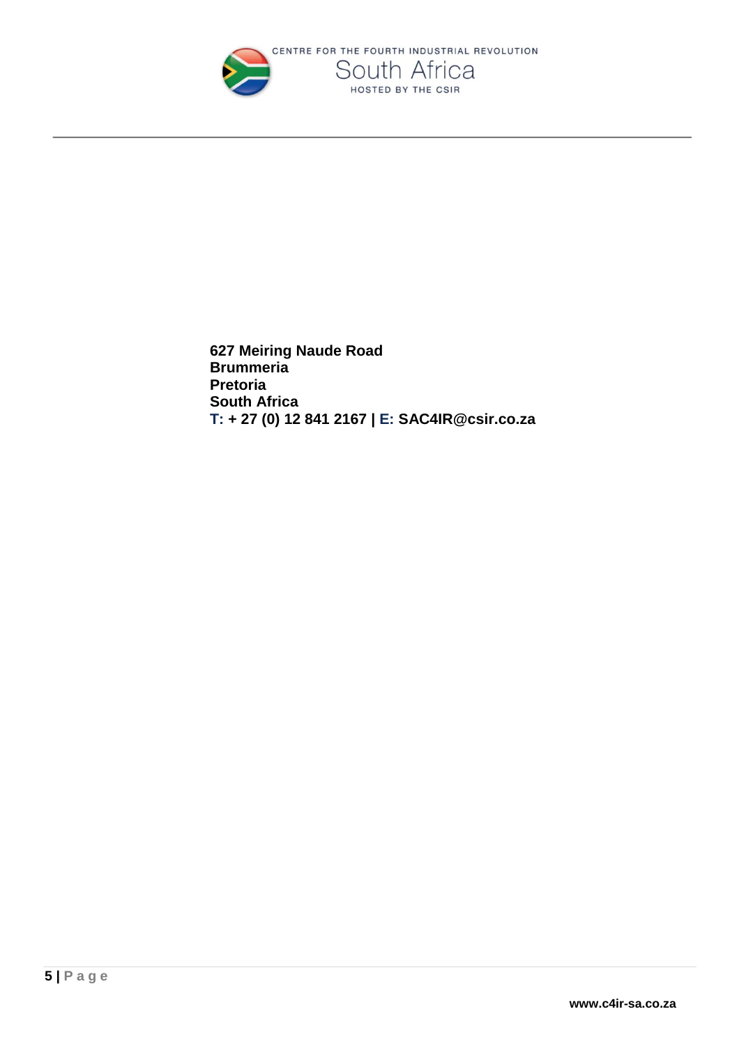**627 Meiring Naude Road**
**Brummeria**
**Pretoria**
**South Africa**
**T: + 27 (0) 12 841 2167 | E: SAC4IR@csir.co.za**